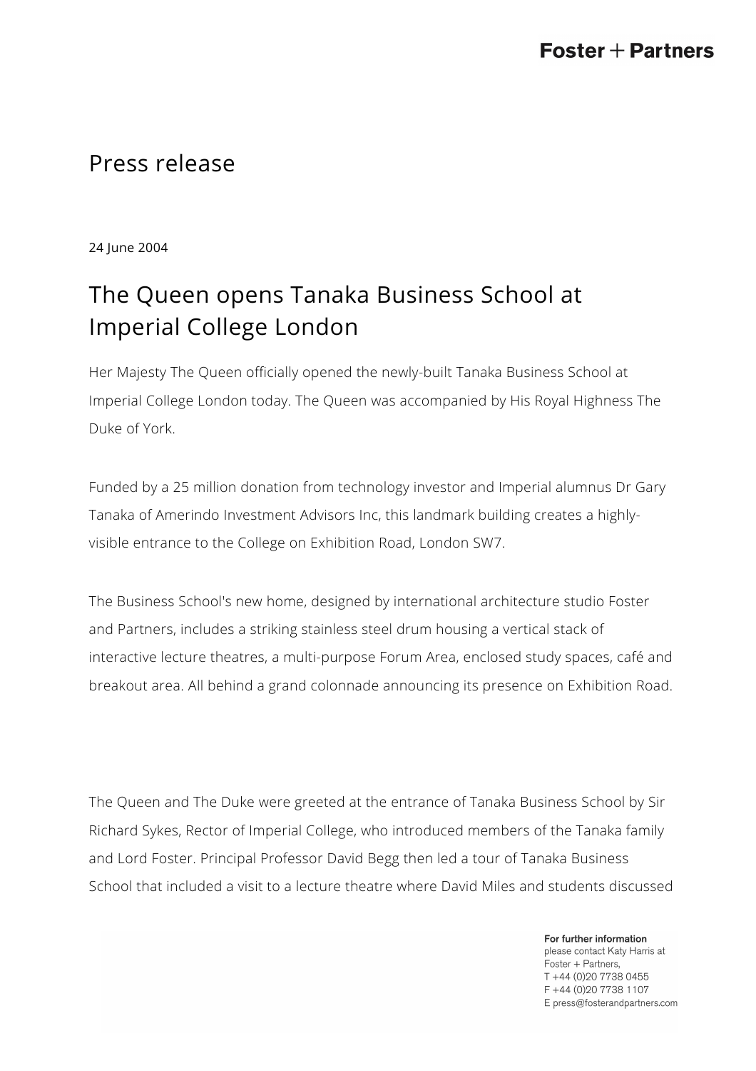# Press release

24 June 2004

## The Queen opens Tanaka Business School at Imperial College London

Her Majesty The Queen officially opened the newly-built Tanaka Business School at Imperial College London today. The Queen was accompanied by His Royal Highness The Duke of York.

Funded by a 25 million donation from technology investor and Imperial alumnus Dr Gary Tanaka of Amerindo Investment Advisors Inc, this landmark building creates a highly-visible entrance to the College on Exhibition Road, London SW7.

The Business School's new home, designed by international architecture studio Foster and Partners, includes a striking stainless steel drum housing a vertical stack of interactive lecture theatres, a multi-purpose Forum Area, enclosed study spaces, café and breakout area. All behind a grand colonnade announcing its presence on Exhibition Road.

The Queen and The Duke were greeted at the entrance of Tanaka Business School by Sir Richard Sykes, Rector of Imperial College, who introduced members of the Tanaka family and Lord Foster. Principal Professor David Begg then led a tour of Tanaka Business School that included a visit to a lecture theatre where David Miles and students discussed

**For further information**
please contact Katy Harris at
Foster + Partners,
T +44 (0)20 7738 0455
F +44 (0)20 7738 1107
E press@fosterandpartners.com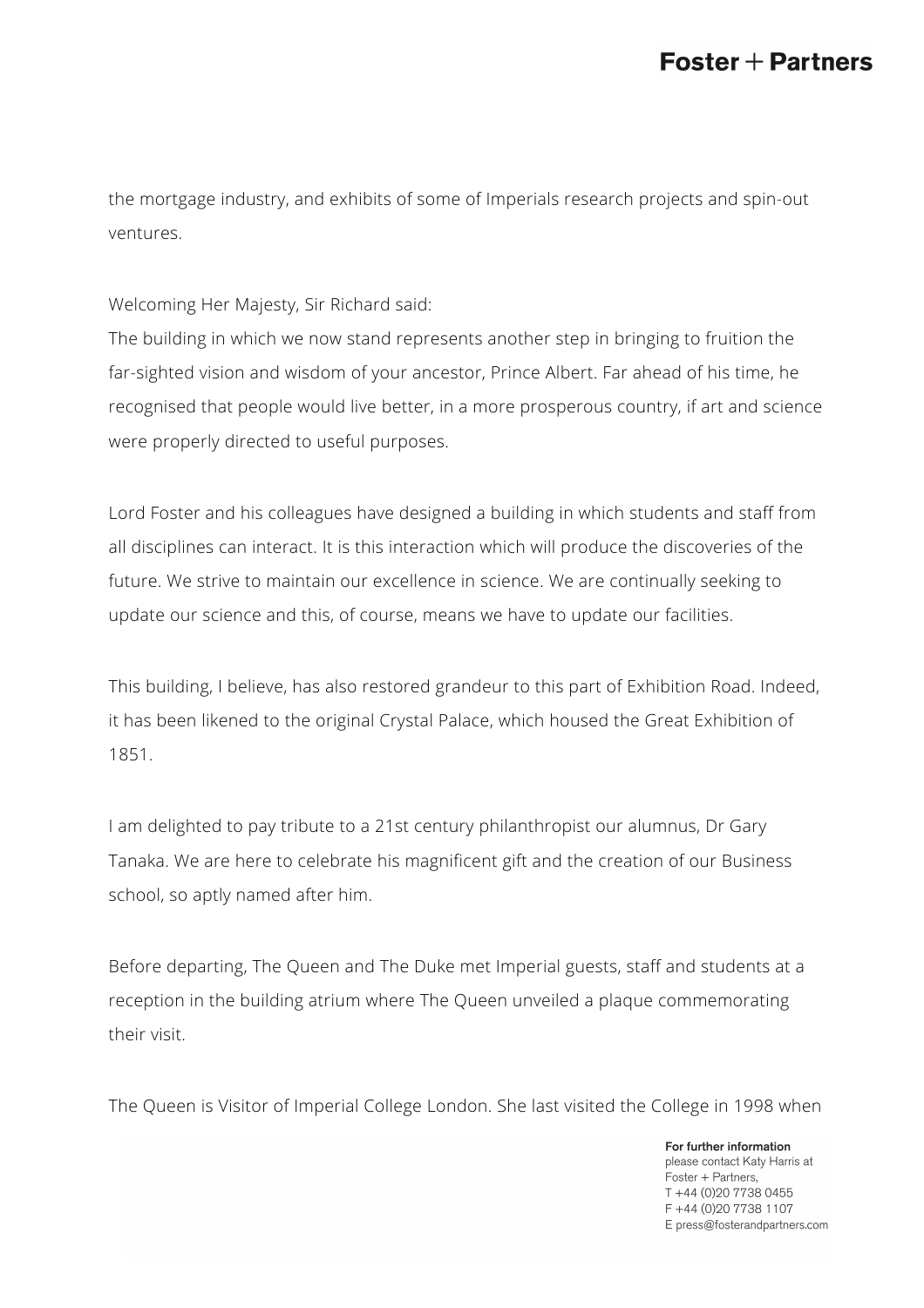the mortgage industry, and exhibits of some of Imperials research projects and spin-out ventures.

Welcoming Her Majesty, Sir Richard said:
The building in which we now stand represents another step in bringing to fruition the far-sighted vision and wisdom of your ancestor, Prince Albert. Far ahead of his time, he recognised that people would live better, in a more prosperous country, if art and science were properly directed to useful purposes.

Lord Foster and his colleagues have designed a building in which students and staff from all disciplines can interact. It is this interaction which will produce the discoveries of the future. We strive to maintain our excellence in science. We are continually seeking to update our science and this, of course, means we have to update our facilities.

This building, I believe, has also restored grandeur to this part of Exhibition Road. Indeed, it has been likened to the original Crystal Palace, which housed the Great Exhibition of 1851.

I am delighted to pay tribute to a 21st century philanthropist our alumnus, Dr Gary Tanaka. We are here to celebrate his magnificent gift and the creation of our Business school, so aptly named after him.

Before departing, The Queen and The Duke met Imperial guests, staff and students at a reception in the building atrium where The Queen unveiled a plaque commemorating their visit.

The Queen is Visitor of Imperial College London. She last visited the College in 1998 when

**For further information**
please contact Katy Harris at
Foster + Partners,
T +44 (0)20 7738 0455
F +44 (0)20 7738 1107
E press@fosterandpartners.com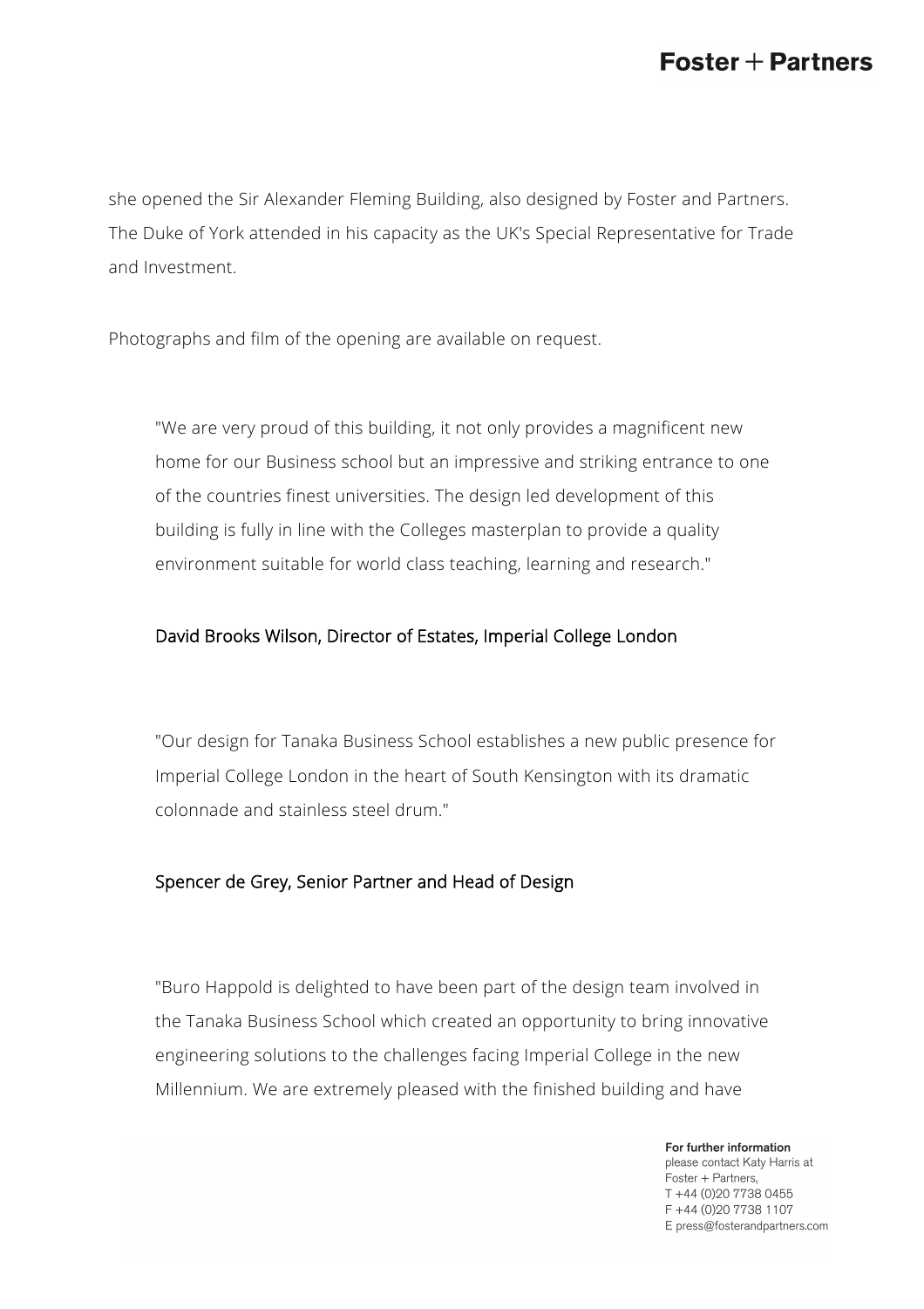she opened the Sir Alexander Fleming Building, also designed by Foster and Partners. The Duke of York attended in his capacity as the UK's Special Representative for Trade and Investment.

Photographs and film of the opening are available on request.

> "We are very proud of this building, it not only provides a magnificent new home for our Business school but an impressive and striking entrance to one of the countries finest universities. The design led development of this building is fully in line with the Colleges masterplan to provide a quality environment suitable for world class teaching, learning and research."
>
> David Brooks Wilson, Director of Estates, Imperial College London

> "Our design for Tanaka Business School establishes a new public presence for Imperial College London in the heart of South Kensington with its dramatic colonnade and stainless steel drum."
>
> Spencer de Grey, Senior Partner and Head of Design

> "Buro Happold is delighted to have been part of the design team involved in the Tanaka Business School which created an opportunity to bring innovative engineering solutions to the challenges facing Imperial College in the new Millennium. We are extremely pleased with the finished building and have

**For further information**
please contact Katy Harris at Foster + Partners,
T +44 (0)20 7738 0455
F +44 (0)20 7738 1107
E press@fosterandpartners.com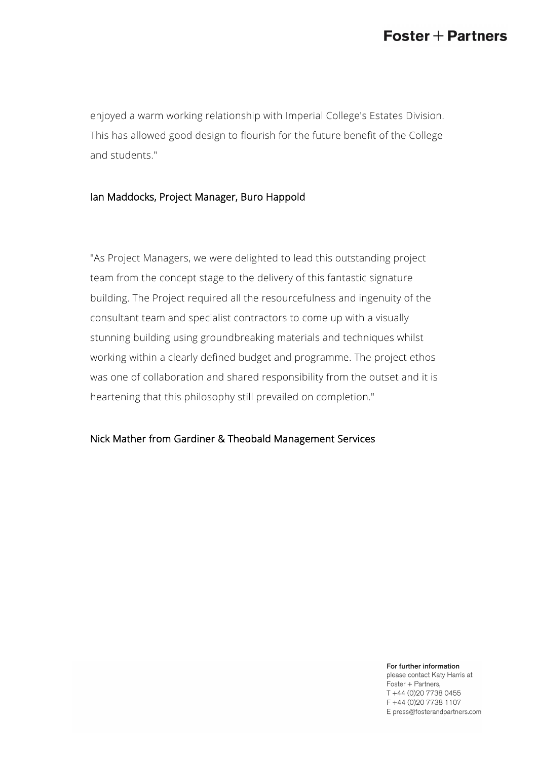enjoyed a warm working relationship with Imperial College's Estates Division. This has allowed good design to flourish for the future benefit of the College and students."

Ian Maddocks, Project Manager, Buro Happold

"As Project Managers, we were delighted to lead this outstanding project team from the concept stage to the delivery of this fantastic signature building. The Project required all the resourcefulness and ingenuity of the consultant team and specialist contractors to come up with a visually stunning building using groundbreaking materials and techniques whilst working within a clearly defined budget and programme. The project ethos was one of collaboration and shared responsibility from the outset and it is heartening that this philosophy still prevailed on completion."

Nick Mather from Gardiner & Theobald Management Services

**For further information**
please contact Katy Harris at
Foster + Partners,
T +44 (0)20 7738 0455
F +44 (0)20 7738 1107
E press@fosterandpartners.com